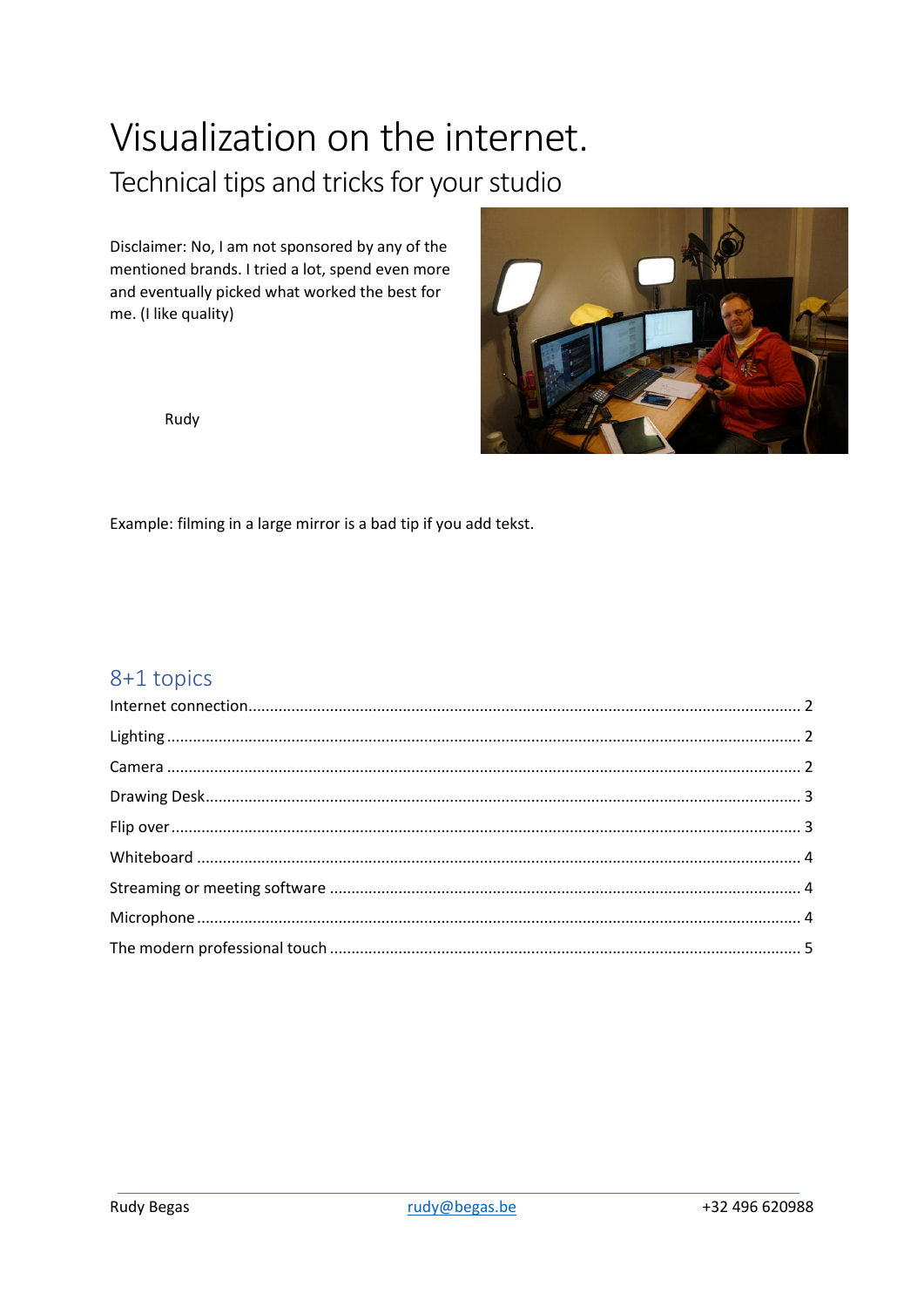# Visualization on the internet.

## Technical tips and tricks for your studio

Disclaimer: No, I am not sponsored by any of the mentioned brands. I tried a lot, spend even more and eventually picked what worked the best for me. (I like quality)

Rudy

Example: filming in a large mirror is a bad tip if you add tekst.

## 8+1 topics

Internet connection........ 2

Lighting........ 2

Camera........ 2

Drawing Desk........ 3

Flip over........ 3

Whiteboard........ 4

Streaming or meeting software........ 4

Microphone........ 4

The modern professional touch........ 5

Rudy Begas    rudy@begas.be    +32 496 620988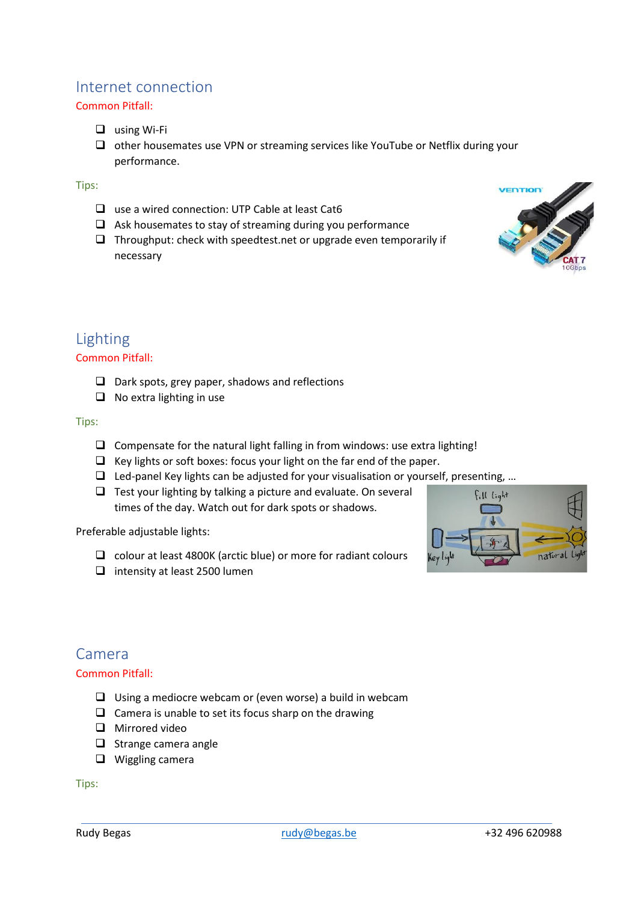## Internet connection

Common Pitfall:

- using Wi-Fi
- other housemates use VPN or streaming services like YouTube or Netflix during your performance.

Tips:

- use a wired connection: UTP Cable at least Cat6
- Ask housemates to stay of streaming during you performance
- Throughput: check with speedtest.net or upgrade even temporarily if necessary

## Lighting

Common Pitfall:

- Dark spots, grey paper, shadows and reflections
- No extra lighting in use

Tips:

- Compensate for the natural light falling in from windows: use extra lighting!
- Key lights or soft boxes: focus your light on the far end of the paper.
- Led-panel Key lights can be adjusted for your visualisation or yourself, presenting, …
- Test your lighting by talking a picture and evaluate. On several times of the day. Watch out for dark spots or shadows.

Preferable adjustable lights:

- colour at least 4800K (arctic blue) or more for radiant colours
- intensity at least 2500 lumen

## Camera

Common Pitfall:

- Using a mediocre webcam or (even worse) a build in webcam
- Camera is unable to set its focus sharp on the drawing
- Mirrored video
- Strange camera angle
- Wiggling camera

Tips: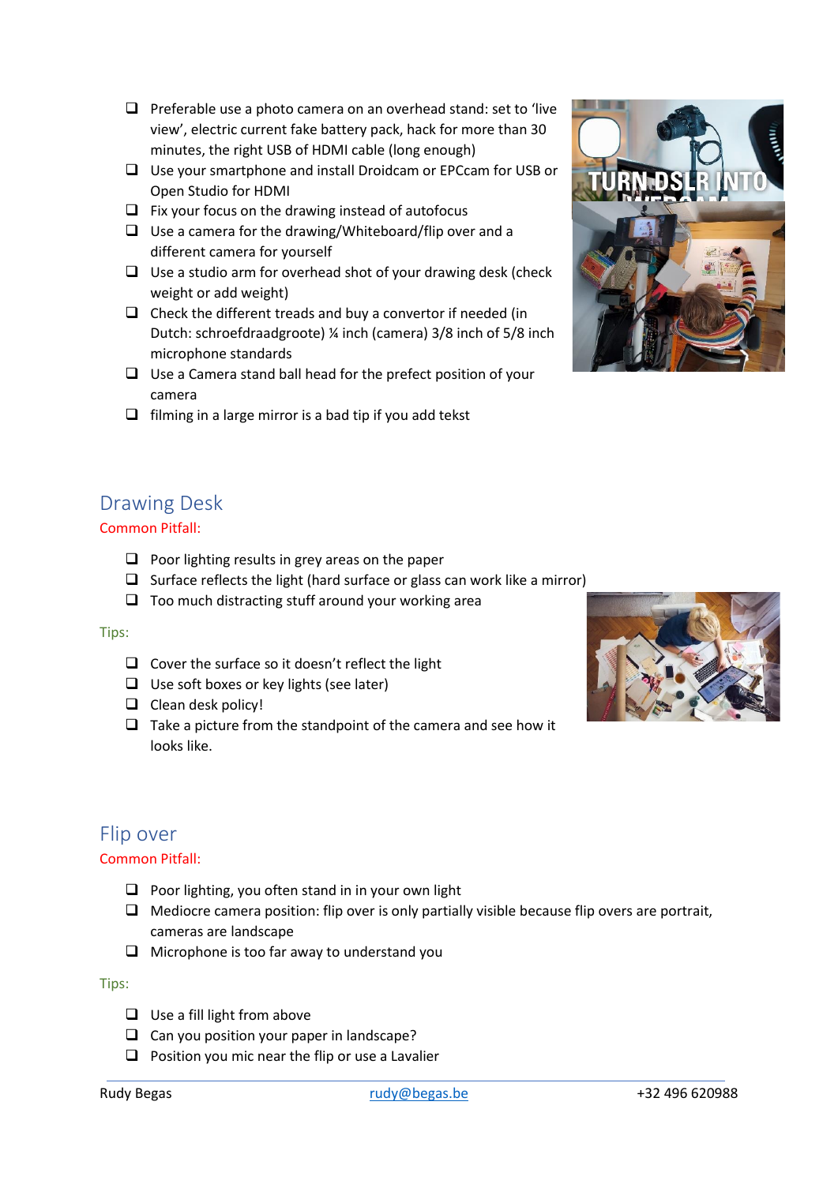- Preferable use a photo camera on an overhead stand: set to 'live view', electric current fake battery pack, hack for more than 30 minutes, the right USB of HDMI cable (long enough)
- Use your smartphone and install Droidcam or EPCcam for USB or Open Studio for HDMI
- Fix your focus on the drawing instead of autofocus
- Use a camera for the drawing/Whiteboard/flip over and a different camera for yourself
- Use a studio arm for overhead shot of your drawing desk (check weight or add weight)
- Check the different treads and buy a convertor if needed (in Dutch: schroefdraadgroote) ¼ inch (camera) 3/8 inch of 5/8 inch microphone standards
- Use a Camera stand ball head for the prefect position of your camera
- filming in a large mirror is a bad tip if you add tekst

## Drawing Desk

Common Pitfall:

- Poor lighting results in grey areas on the paper
- Surface reflects the light (hard surface or glass can work like a mirror)
- Too much distracting stuff around your working area

Tips:

- Cover the surface so it doesn't reflect the light
- Use soft boxes or key lights (see later)
- Clean desk policy!
- Take a picture from the standpoint of the camera and see how it looks like.

## Flip over

Common Pitfall:

- Poor lighting, you often stand in in your own light
- Mediocre camera position: flip over is only partially visible because flip overs are portrait, cameras are landscape
- Microphone is too far away to understand you

Tips:

- Use a fill light from above
- Can you position your paper in landscape?
- Position you mic near the flip or use a Lavalier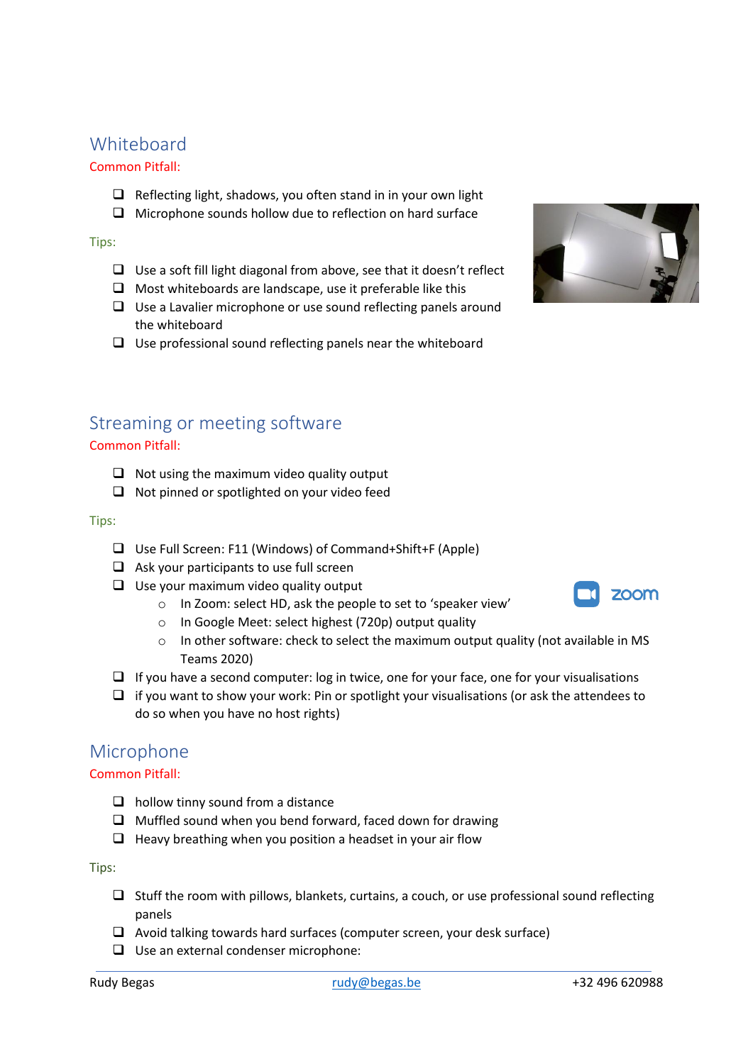## Whiteboard

Common Pitfall:

- ❑ Reflecting light, shadows, you often stand in in your own light
- ❑ Microphone sounds hollow due to reflection on hard surface

Tips:

- ❑ Use a soft fill light diagonal from above, see that it doesn't reflect
- ❑ Most whiteboards are landscape, use it preferable like this
- ❑ Use a Lavalier microphone or use sound reflecting panels around the whiteboard
- ❑ Use professional sound reflecting panels near the whiteboard

## Streaming or meeting software

Common Pitfall:

- ❑ Not using the maximum video quality output
- ❑ Not pinned or spotlighted on your video feed

Tips:

- ❑ Use Full Screen: F11 (Windows) of Command+Shift+F (Apple)
- ❑ Ask your participants to use full screen
- ❑ Use your maximum video quality output
  - In Zoom: select HD, ask the people to set to 'speaker view'
  - In Google Meet: select highest (720p) output quality
  - In other software: check to select the maximum output quality (not available in MS Teams 2020)
- ❑ If you have a second computer: log in twice, one for your face, one for your visualisations
- ❑ if you want to show your work: Pin or spotlight your visualisations (or ask the attendees to do so when you have no host rights)

## Microphone

Common Pitfall:

- ❑ hollow tinny sound from a distance
- ❑ Muffled sound when you bend forward, faced down for drawing
- ❑ Heavy breathing when you position a headset in your air flow

Tips:

- ❑ Stuff the room with pillows, blankets, curtains, a couch, or use professional sound reflecting panels
- ❑ Avoid talking towards hard surfaces (computer screen, your desk surface)
- ❑ Use an external condenser microphone: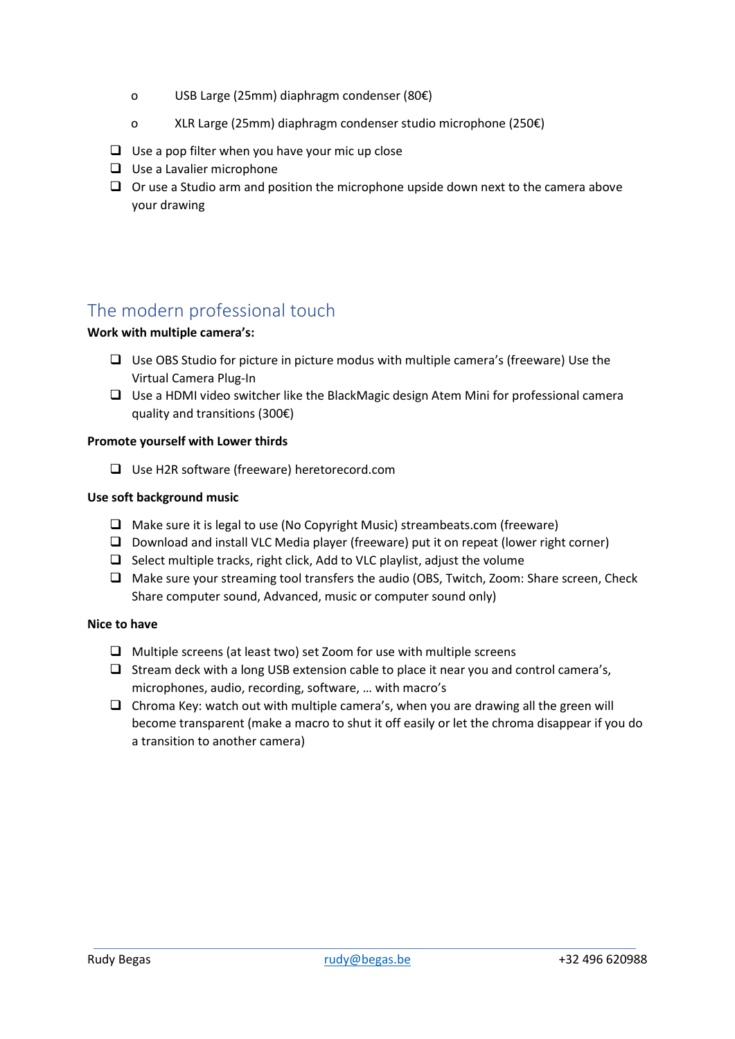- USB Large (25mm) diaphragm condenser (80€)
- XLR Large (25mm) diaphragm condenser studio microphone (250€)

- [ ] Use a pop filter when you have your mic up close
- [ ] Use a Lavalier microphone
- [ ] Or use a Studio arm and position the microphone upside down next to the camera above your drawing

## The modern professional touch

**Work with multiple camera's:**

- [ ] Use OBS Studio for picture in picture modus with multiple camera's (freeware) Use the Virtual Camera Plug-In
- [ ] Use a HDMI video switcher like the BlackMagic design Atem Mini for professional camera quality and transitions (300€)

**Promote yourself with Lower thirds**

- [ ] Use H2R software (freeware) heretorecord.com

**Use soft background music**

- [ ] Make sure it is legal to use (No Copyright Music) streambeats.com (freeware)
- [ ] Download and install VLC Media player (freeware) put it on repeat (lower right corner)
- [ ] Select multiple tracks, right click, Add to VLC playlist, adjust the volume
- [ ] Make sure your streaming tool transfers the audio (OBS, Twitch, Zoom: Share screen, Check Share computer sound, Advanced, music or computer sound only)

**Nice to have**

- [ ] Multiple screens (at least two) set Zoom for use with multiple screens
- [ ] Stream deck with a long USB extension cable to place it near you and control camera's, microphones, audio, recording, software, … with macro's
- [ ] Chroma Key: watch out with multiple camera's, when you are drawing all the green will become transparent (make a macro to shut it off easily or let the chroma disappear if you do a transition to another camera)